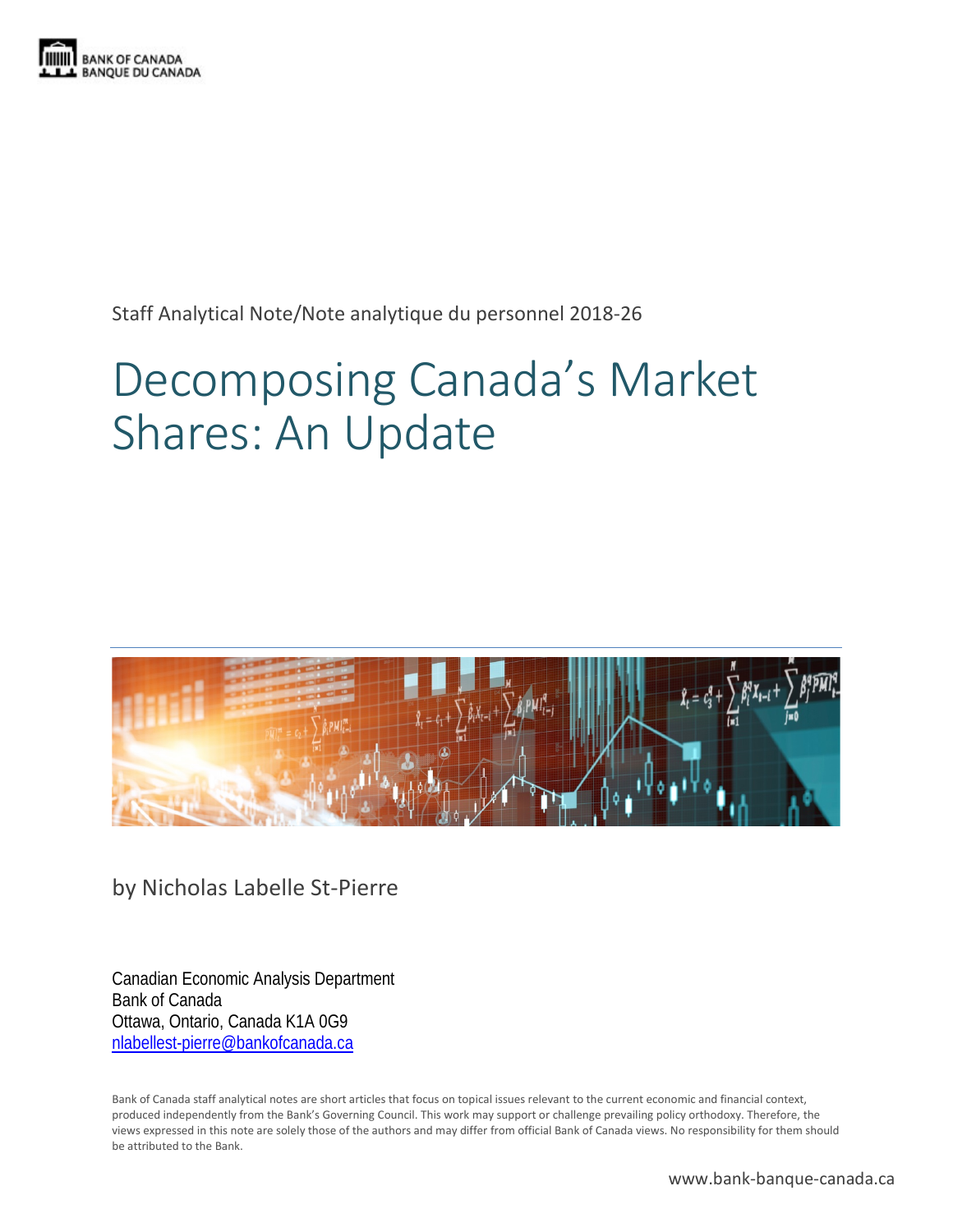BANK OF CANADA
BANQUE DU CANADA

Staff Analytical Note/Note analytique du personnel 2018-26

# Decomposing Canada's Market Shares: An Update

by Nicholas Labelle St-Pierre

Canadian Economic Analysis Department
Bank of Canada
Ottawa, Ontario, Canada K1A 0G9
nlabellest-pierre@bankofcanada.ca

Bank of Canada staff analytical notes are short articles that focus on topical issues relevant to the current economic and financial context, produced independently from the Bank's Governing Council. This work may support or challenge prevailing policy orthodoxy. Therefore, the views expressed in this note are solely those of the authors and may differ from official Bank of Canada views. No responsibility for them should be attributed to the Bank.

www.bank-banque-canada.ca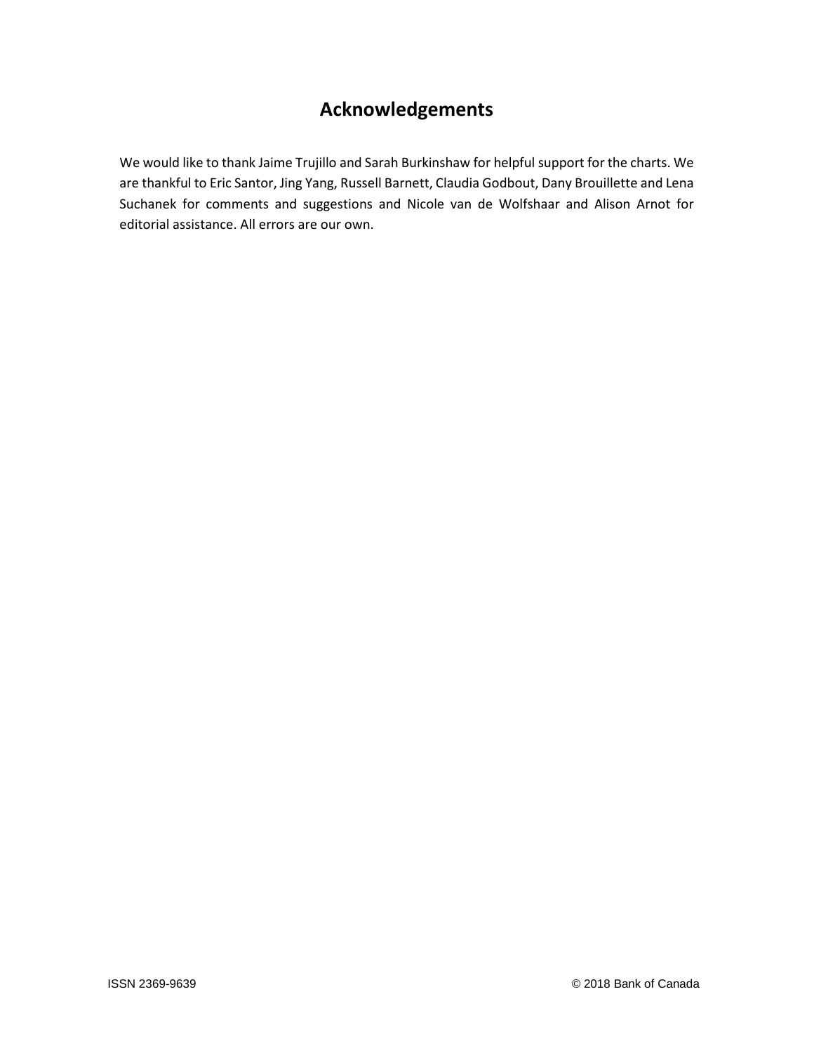## Acknowledgements

We would like to thank Jaime Trujillo and Sarah Burkinshaw for helpful support for the charts. We are thankful to Eric Santor, Jing Yang, Russell Barnett, Claudia Godbout, Dany Brouillette and Lena Suchanek for comments and suggestions and Nicole van de Wolfshaar and Alison Arnot for editorial assistance. All errors are our own.

ISSN 2369-9639

© 2018 Bank of Canada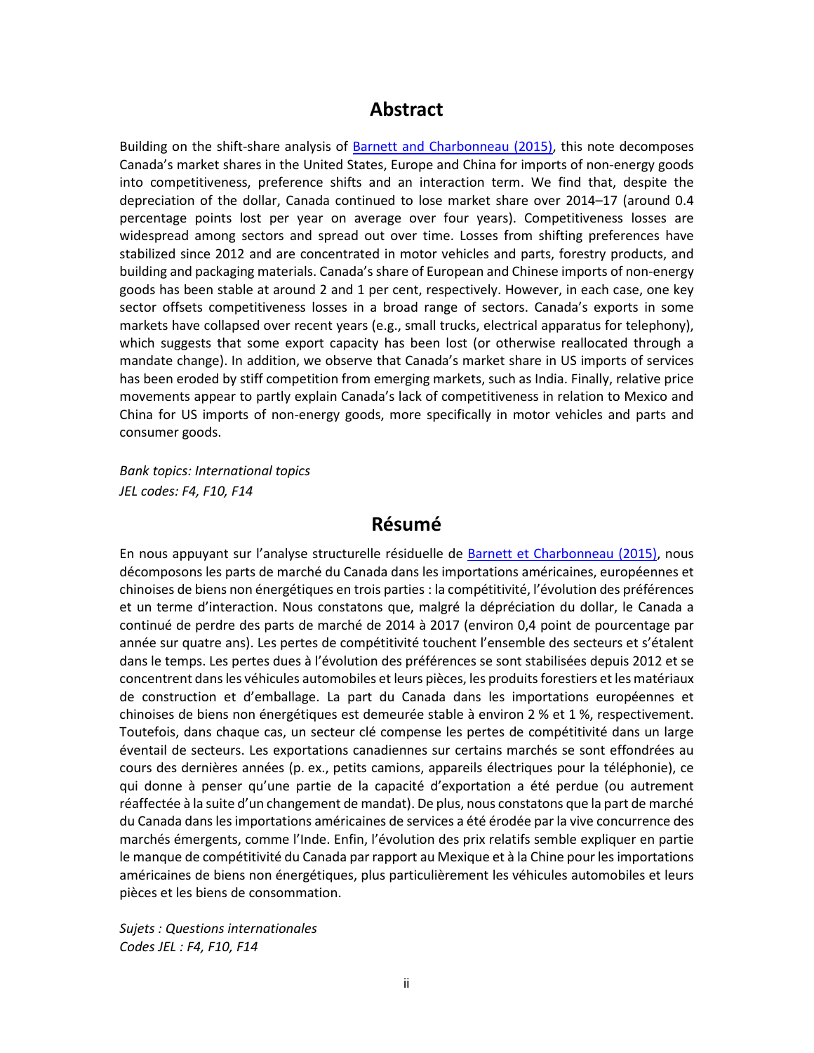## Abstract

Building on the shift-share analysis of Barnett and Charbonneau (2015), this note decomposes Canada's market shares in the United States, Europe and China for imports of non-energy goods into competitiveness, preference shifts and an interaction term. We find that, despite the depreciation of the dollar, Canada continued to lose market share over 2014–17 (around 0.4 percentage points lost per year on average over four years). Competitiveness losses are widespread among sectors and spread out over time. Losses from shifting preferences have stabilized since 2012 and are concentrated in motor vehicles and parts, forestry products, and building and packaging materials. Canada's share of European and Chinese imports of non-energy goods has been stable at around 2 and 1 per cent, respectively. However, in each case, one key sector offsets competitiveness losses in a broad range of sectors. Canada's exports in some markets have collapsed over recent years (e.g., small trucks, electrical apparatus for telephony), which suggests that some export capacity has been lost (or otherwise reallocated through a mandate change). In addition, we observe that Canada's market share in US imports of services has been eroded by stiff competition from emerging markets, such as India. Finally, relative price movements appear to partly explain Canada's lack of competitiveness in relation to Mexico and China for US imports of non-energy goods, more specifically in motor vehicles and parts and consumer goods.

*Bank topics: International topics*
*JEL codes: F4, F10, F14*

## Résumé

En nous appuyant sur l'analyse structurelle résiduelle de Barnett et Charbonneau (2015), nous décomposons les parts de marché du Canada dans les importations américaines, européennes et chinoises de biens non énergétiques en trois parties : la compétitivité, l'évolution des préférences et un terme d'interaction. Nous constatons que, malgré la dépréciation du dollar, le Canada a continué de perdre des parts de marché de 2014 à 2017 (environ 0,4 point de pourcentage par année sur quatre ans). Les pertes de compétitivité touchent l'ensemble des secteurs et s'étalent dans le temps. Les pertes dues à l'évolution des préférences se sont stabilisées depuis 2012 et se concentrent dans les véhicules automobiles et leurs pièces, les produits forestiers et les matériaux de construction et d'emballage. La part du Canada dans les importations européennes et chinoises de biens non énergétiques est demeurée stable à environ 2 % et 1 %, respectivement. Toutefois, dans chaque cas, un secteur clé compense les pertes de compétitivité dans un large éventail de secteurs. Les exportations canadiennes sur certains marchés se sont effondrées au cours des dernières années (p. ex., petits camions, appareils électriques pour la téléphonie), ce qui donne à penser qu'une partie de la capacité d'exportation a été perdue (ou autrement réaffectée à la suite d'un changement de mandat). De plus, nous constatons que la part de marché du Canada dans les importations américaines de services a été érodée par la vive concurrence des marchés émergents, comme l'Inde. Enfin, l'évolution des prix relatifs semble expliquer en partie le manque de compétitivité du Canada par rapport au Mexique et à la Chine pour les importations américaines de biens non énergétiques, plus particulièrement les véhicules automobiles et leurs pièces et les biens de consommation.

*Sujets : Questions internationales*
*Codes JEL : F4, F10, F14*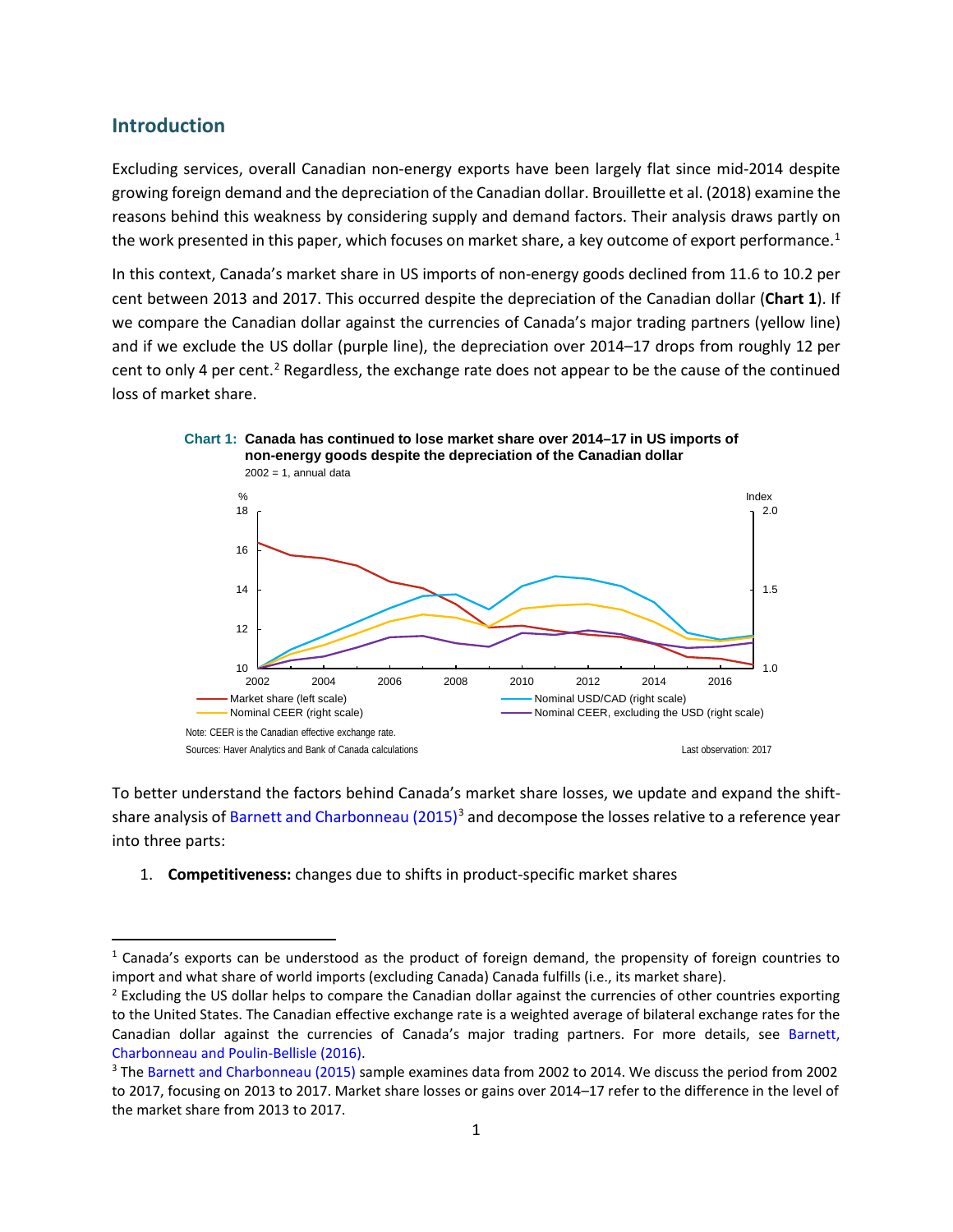## Introduction

Excluding services, overall Canadian non-energy exports have been largely flat since mid-2014 despite growing foreign demand and the depreciation of the Canadian dollar. Brouillette et al. (2018) examine the reasons behind this weakness by considering supply and demand factors. Their analysis draws partly on the work presented in this paper, which focuses on market share, a key outcome of export performance.[1]

In this context, Canada's market share in US imports of non-energy goods declined from 11.6 to 10.2 per cent between 2013 and 2017. This occurred despite the depreciation of the Canadian dollar (**Chart 1**). If we compare the Canadian dollar against the currencies of Canada's major trading partners (yellow line) and if we exclude the US dollar (purple line), the depreciation over 2014–17 drops from roughly 12 per cent to only 4 per cent.[2] Regardless, the exchange rate does not appear to be the cause of the continued loss of market share.

**Chart 1: Canada has continued to lose market share over 2014–17 in US imports of non-energy goods despite the depreciation of the Canadian dollar**

2002 = 1, annual data

Market share (left scale); Nominal USD/CAD (right scale); Nominal CEER (right scale); Nominal CEER, excluding the USD (right scale)

Note: CEER is the Canadian effective exchange rate.

Sources: Haver Analytics and Bank of Canada calculations

Last observation: 2017

To better understand the factors behind Canada's market share losses, we update and expand the shift-share analysis of Barnett and Charbonneau (2015)[3] and decompose the losses relative to a reference year into three parts:

1. **Competitiveness:** changes due to shifts in product-specific market shares

[1] Canada's exports can be understood as the product of foreign demand, the propensity of foreign countries to import and what share of world imports (excluding Canada) Canada fulfills (i.e., its market share).

[2] Excluding the US dollar helps to compare the Canadian dollar against the currencies of other countries exporting to the United States. The Canadian effective exchange rate is a weighted average of bilateral exchange rates for the Canadian dollar against the currencies of Canada's major trading partners. For more details, see Barnett, Charbonneau and Poulin-Bellisle (2016).

[3] The Barnett and Charbonneau (2015) sample examines data from 2002 to 2014. We discuss the period from 2002 to 2017, focusing on 2013 to 2017. Market share losses or gains over 2014–17 refer to the difference in the level of the market share from 2013 to 2017.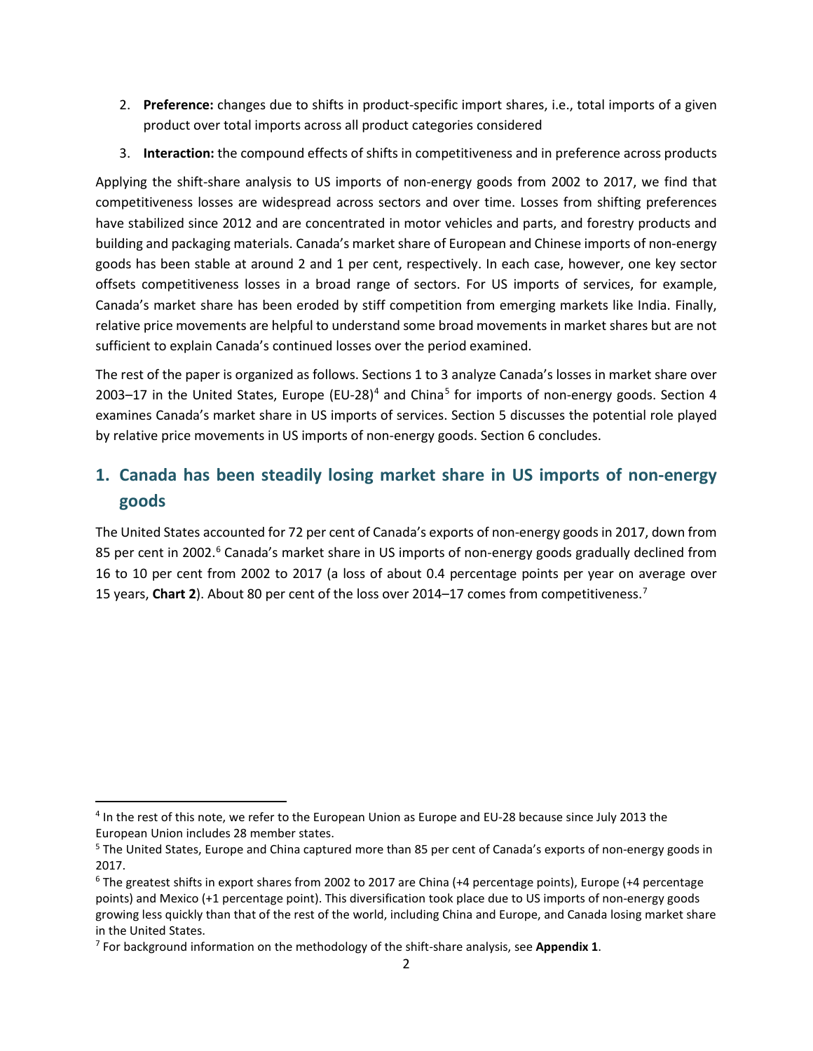2. **Preference:** changes due to shifts in product-specific import shares, i.e., total imports of a given product over total imports across all product categories considered
3. **Interaction:** the compound effects of shifts in competitiveness and in preference across products

Applying the shift-share analysis to US imports of non-energy goods from 2002 to 2017, we find that competitiveness losses are widespread across sectors and over time. Losses from shifting preferences have stabilized since 2012 and are concentrated in motor vehicles and parts, and forestry products and building and packaging materials. Canada's market share of European and Chinese imports of non-energy goods has been stable at around 2 and 1 per cent, respectively. In each case, however, one key sector offsets competitiveness losses in a broad range of sectors. For US imports of services, for example, Canada's market share has been eroded by stiff competition from emerging markets like India. Finally, relative price movements are helpful to understand some broad movements in market shares but are not sufficient to explain Canada's continued losses over the period examined.

The rest of the paper is organized as follows. Sections 1 to 3 analyze Canada's losses in market share over 2003–17 in the United States, Europe (EU-28)[4] and China[5] for imports of non-energy goods. Section 4 examines Canada's market share in US imports of services. Section 5 discusses the potential role played by relative price movements in US imports of non-energy goods. Section 6 concludes.

## 1. Canada has been steadily losing market share in US imports of non-energy goods

The United States accounted for 72 per cent of Canada's exports of non-energy goods in 2017, down from 85 per cent in 2002.[6] Canada's market share in US imports of non-energy goods gradually declined from 16 to 10 per cent from 2002 to 2017 (a loss of about 0.4 percentage points per year on average over 15 years, **Chart 2**). About 80 per cent of the loss over 2014–17 comes from competitiveness.[7]

---

[4] In the rest of this note, we refer to the European Union as Europe and EU-28 because since July 2013 the European Union includes 28 member states.

[5] The United States, Europe and China captured more than 85 per cent of Canada's exports of non-energy goods in 2017.

[6] The greatest shifts in export shares from 2002 to 2017 are China (+4 percentage points), Europe (+4 percentage points) and Mexico (+1 percentage point). This diversification took place due to US imports of non-energy goods growing less quickly than that of the rest of the world, including China and Europe, and Canada losing market share in the United States.

[7] For background information on the methodology of the shift-share analysis, see **Appendix 1**.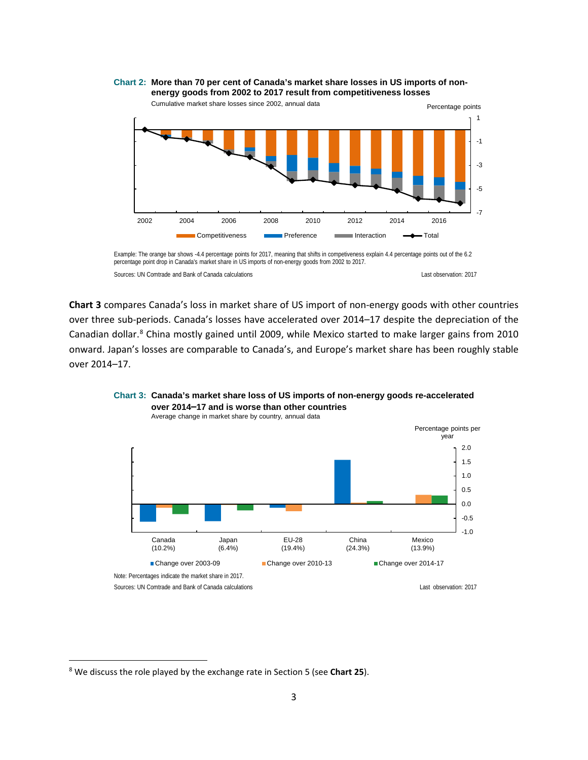**Chart 2: More than 70 per cent of Canada's market share losses in US imports of non-energy goods from 2002 to 2017 result from competitiveness losses**

Cumulative market share losses since 2002, annual data

Example: The orange bar shows -4.4 percentage points for 2017, meaning that shifts in competiveness explain 4.4 percentage points out of the 6.2 percentage point drop in Canada's market share in US imports of non-energy goods from 2002 to 2017.

Sources: UN Comtrade and Bank of Canada calculations

Last observation: 2017

**Chart 3** compares Canada's loss in market share of US import of non-energy goods with other countries over three sub-periods. Canada's losses have accelerated over 2014–17 despite the depreciation of the Canadian dollar.[8] China mostly gained until 2009, while Mexico started to make larger gains from 2010 onward. Japan's losses are comparable to Canada's, and Europe's market share has been roughly stable over 2014–17.

**Chart 3: Canada's market share loss of US imports of non-energy goods re-accelerated over 2014–17 and is worse than other countries**

Average change in market share by country, annual data

Note: Percentages indicate the market share in 2017.

Sources: UN Comtrade and Bank of Canada calculations

Last observation: 2017

---

[8] We discuss the role played by the exchange rate in Section 5 (see **Chart 25**).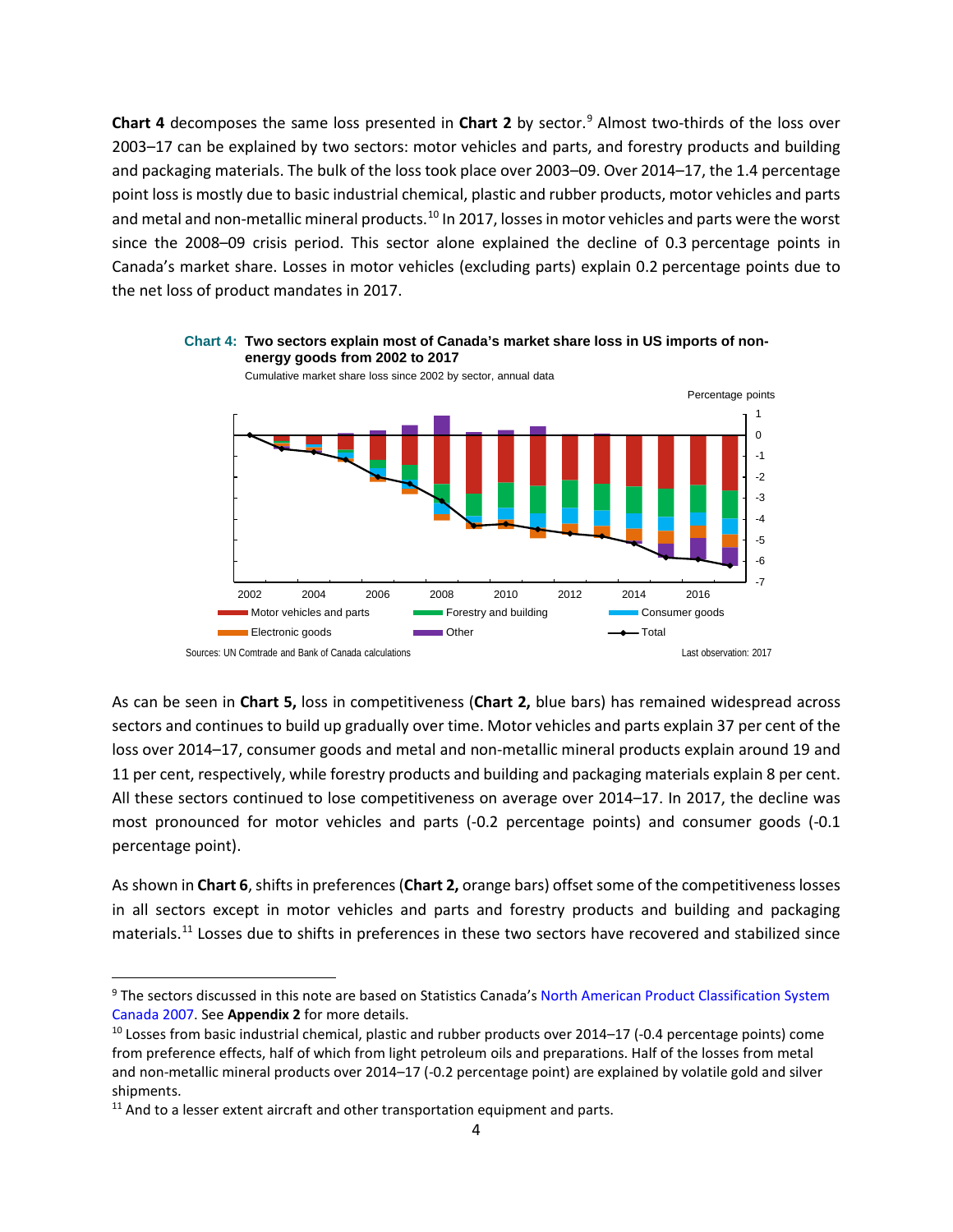**Chart 4** decomposes the same loss presented in **Chart 2** by sector.[9] Almost two-thirds of the loss over 2003–17 can be explained by two sectors: motor vehicles and parts, and forestry products and building and packaging materials. The bulk of the loss took place over 2003–09. Over 2014–17, the 1.4 percentage point loss is mostly due to basic industrial chemical, plastic and rubber products, motor vehicles and parts and metal and non-metallic mineral products.[10] In 2017, losses in motor vehicles and parts were the worst since the 2008–09 crisis period. This sector alone explained the decline of 0.3 percentage points in Canada's market share. Losses in motor vehicles (excluding parts) explain 0.2 percentage points due to the net loss of product mandates in 2017.

**Chart 4: Two sectors explain most of Canada's market share loss in US imports of non-energy goods from 2002 to 2017**

Cumulative market share loss since 2002 by sector, annual data

Percentage points

Legend: Motor vehicles and parts; Forestry and building; Consumer goods; Electronic goods; Other; Total

Sources: UN Comtrade and Bank of Canada calculations

Last observation: 2017

As can be seen in **Chart 5,** loss in competitiveness (**Chart 2,** blue bars) has remained widespread across sectors and continues to build up gradually over time. Motor vehicles and parts explain 37 per cent of the loss over 2014–17, consumer goods and metal and non-metallic mineral products explain around 19 and 11 per cent, respectively, while forestry products and building and packaging materials explain 8 per cent. All these sectors continued to lose competitiveness on average over 2014–17. In 2017, the decline was most pronounced for motor vehicles and parts (-0.2 percentage points) and consumer goods (-0.1 percentage point).

As shown in **Chart 6**, shifts in preferences (**Chart 2,** orange bars) offset some of the competitiveness losses in all sectors except in motor vehicles and parts and forestry products and building and packaging materials.[11] Losses due to shifts in preferences in these two sectors have recovered and stabilized since

---

[9] The sectors discussed in this note are based on Statistics Canada's North American Product Classification System Canada 2007. See **Appendix 2** for more details.

[10] Losses from basic industrial chemical, plastic and rubber products over 2014–17 (-0.4 percentage points) come from preference effects, half of which from light petroleum oils and preparations. Half of the losses from metal and non-metallic mineral products over 2014–17 (-0.2 percentage point) are explained by volatile gold and silver shipments.

[11] And to a lesser extent aircraft and other transportation equipment and parts.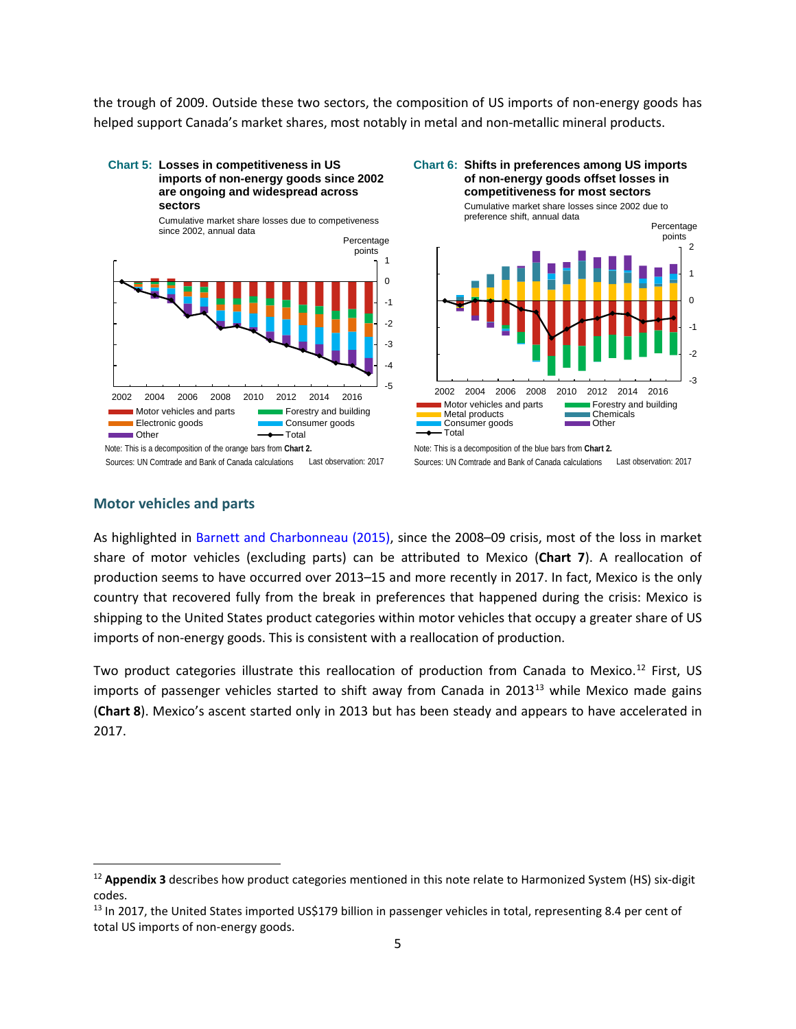the trough of 2009. Outside these two sectors, the composition of US imports of non-energy goods has helped support Canada's market shares, most notably in metal and non-metallic mineral products.

**Chart 5: Losses in competitiveness in US imports of non-energy goods since 2002 are ongoing and widespread across sectors**

Cumulative market share losses due to competiveness since 2002, annual data

Note: This is a decomposition of the orange bars from **Chart 2.**

Sources: UN Comtrade and Bank of Canada calculations  Last observation: 2017

**Chart 6: Shifts in preferences among US imports of non-energy goods offset losses in competitiveness for most sectors**

Cumulative market share losses since 2002 due to preference shift, annual data

Note: This is a decomposition of the blue bars from **Chart 2.**

Sources: UN Comtrade and Bank of Canada calculations  Last observation: 2017

## Motor vehicles and parts

As highlighted in Barnett and Charbonneau (2015), since the 2008–09 crisis, most of the loss in market share of motor vehicles (excluding parts) can be attributed to Mexico (**Chart 7**). A reallocation of production seems to have occurred over 2013–15 and more recently in 2017. In fact, Mexico is the only country that recovered fully from the break in preferences that happened during the crisis: Mexico is shipping to the United States product categories within motor vehicles that occupy a greater share of US imports of non-energy goods. This is consistent with a reallocation of production.

Two product categories illustrate this reallocation of production from Canada to Mexico.[12] First, US imports of passenger vehicles started to shift away from Canada in 2013[13] while Mexico made gains (**Chart 8**). Mexico's ascent started only in 2013 but has been steady and appears to have accelerated in 2017.

---

[12] **Appendix 3** describes how product categories mentioned in this note relate to Harmonized System (HS) six-digit codes.

[13] In 2017, the United States imported US$179 billion in passenger vehicles in total, representing 8.4 per cent of total US imports of non-energy goods.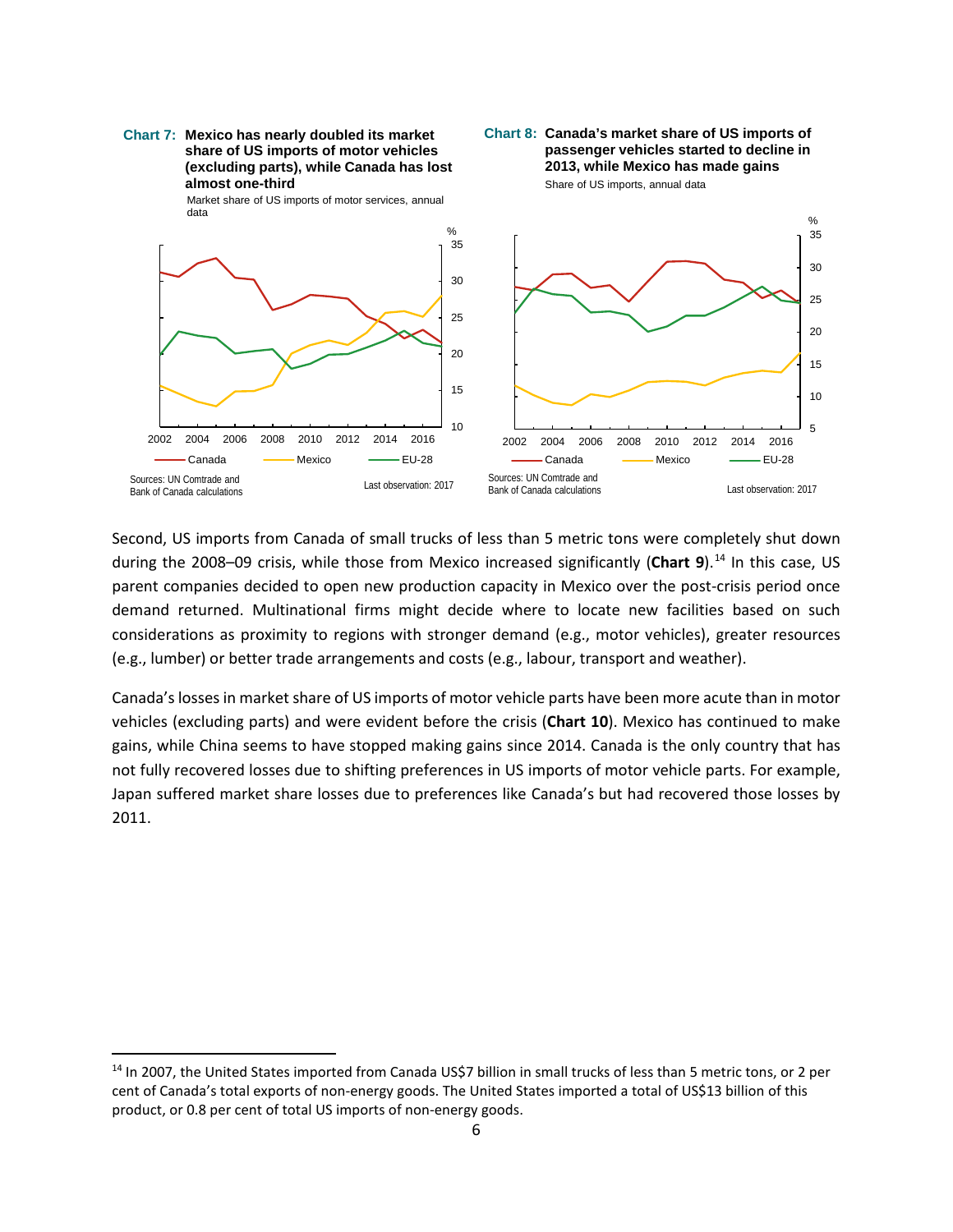**Chart 7: Mexico has nearly doubled its market share of US imports of motor vehicles (excluding parts), while Canada has lost almost one-third**

Market share of US imports of motor services, annual data

Sources: UN Comtrade and Bank of Canada calculations

Last observation: 2017

**Chart 8: Canada's market share of US imports of passenger vehicles started to decline in 2013, while Mexico has made gains**

Share of US imports, annual data

Sources: UN Comtrade and Bank of Canada calculations

Last observation: 2017

Second, US imports from Canada of small trucks of less than 5 metric tons were completely shut down during the 2008–09 crisis, while those from Mexico increased significantly (**Chart 9**).[14] In this case, US parent companies decided to open new production capacity in Mexico over the post-crisis period once demand returned. Multinational firms might decide where to locate new facilities based on such considerations as proximity to regions with stronger demand (e.g., motor vehicles), greater resources (e.g., lumber) or better trade arrangements and costs (e.g., labour, transport and weather).

Canada's losses in market share of US imports of motor vehicle parts have been more acute than in motor vehicles (excluding parts) and were evident before the crisis (**Chart 10**). Mexico has continued to make gains, while China seems to have stopped making gains since 2014. Canada is the only country that has not fully recovered losses due to shifting preferences in US imports of motor vehicle parts. For example, Japan suffered market share losses due to preferences like Canada's but had recovered those losses by 2011.

[14] In 2007, the United States imported from Canada US$7 billion in small trucks of less than 5 metric tons, or 2 per cent of Canada's total exports of non-energy goods. The United States imported a total of US$13 billion of this product, or 0.8 per cent of total US imports of non-energy goods.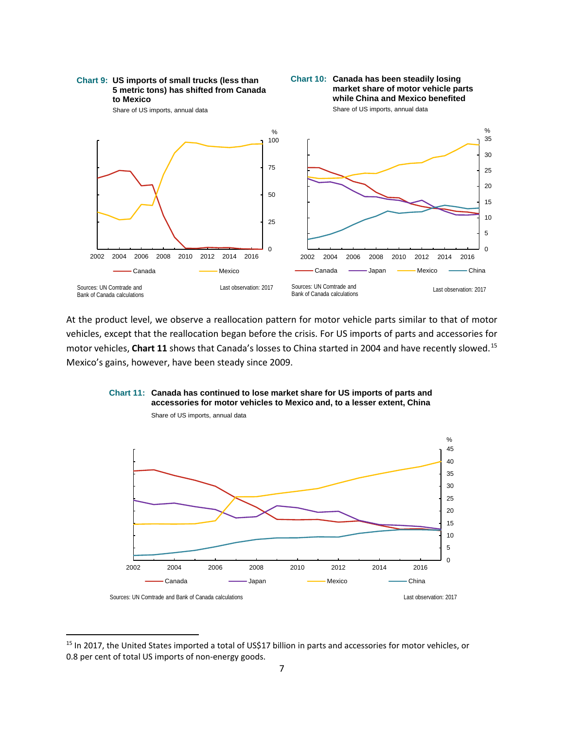**Chart 9: US imports of small trucks (less than 5 metric tons) has shifted from Canada to Mexico**

Share of US imports, annual data

Sources: UN Comtrade and Bank of Canada calculations

Last observation: 2017

**Chart 10: Canada has been steadily losing market share of motor vehicle parts while China and Mexico benefited**

Share of US imports, annual data

Sources: UN Comtrade and Bank of Canada calculations

Last observation: 2017

At the product level, we observe a reallocation pattern for motor vehicle parts similar to that of motor vehicles, except that the reallocation began before the crisis. For US imports of parts and accessories for motor vehicles, **Chart 11** shows that Canada's losses to China started in 2004 and have recently slowed.[15] Mexico's gains, however, have been steady since 2009.

**Chart 11: Canada has continued to lose market share for US imports of parts and accessories for motor vehicles to Mexico and, to a lesser extent, China**

Share of US imports, annual data

Sources: UN Comtrade and Bank of Canada calculations

Last observation: 2017

---

[15] In 2017, the United States imported a total of US$17 billion in parts and accessories for motor vehicles, or 0.8 per cent of total US imports of non-energy goods.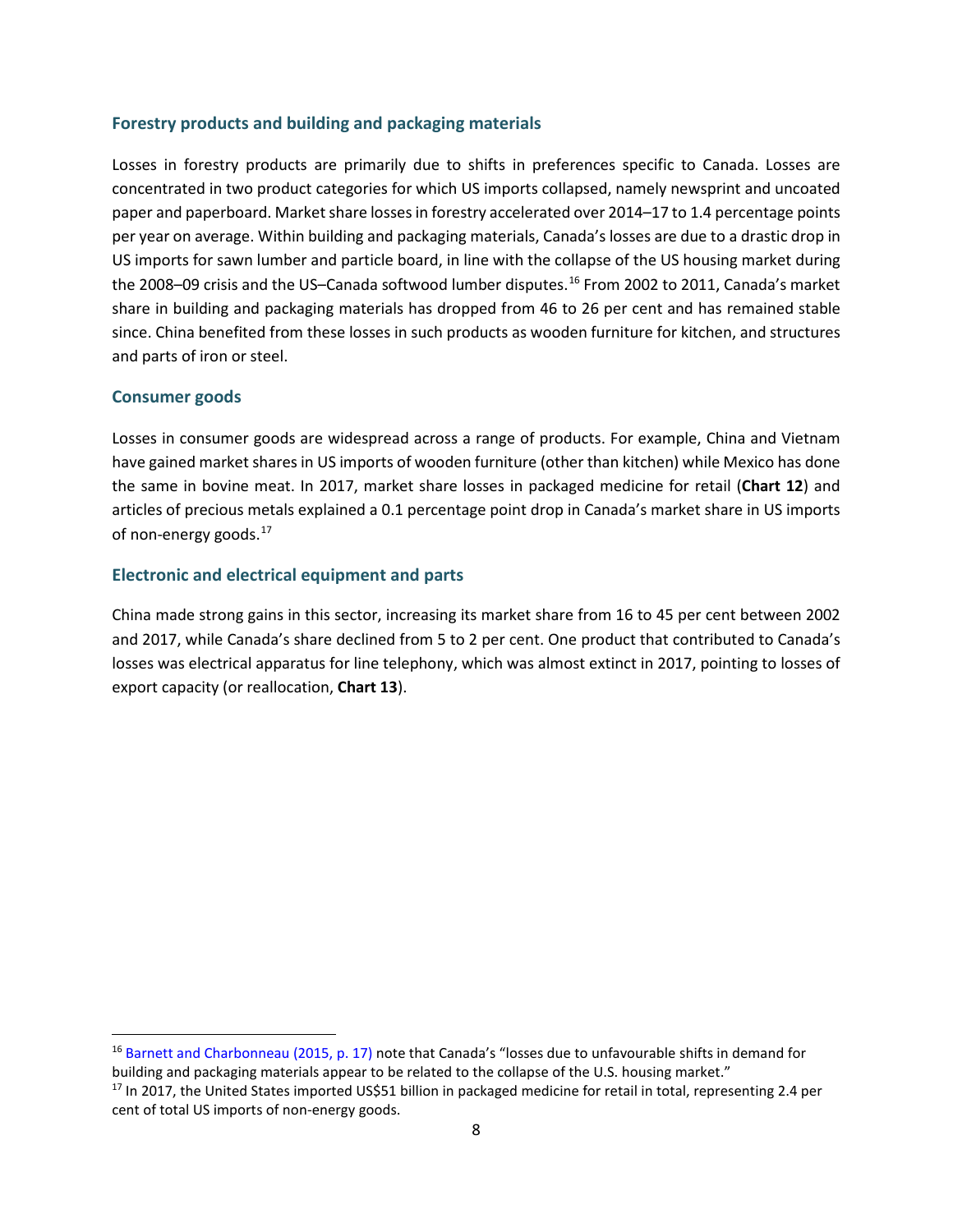### Forestry products and building and packaging materials

Losses in forestry products are primarily due to shifts in preferences specific to Canada. Losses are concentrated in two product categories for which US imports collapsed, namely newsprint and uncoated paper and paperboard. Market share losses in forestry accelerated over 2014–17 to 1.4 percentage points per year on average. Within building and packaging materials, Canada's losses are due to a drastic drop in US imports for sawn lumber and particle board, in line with the collapse of the US housing market during the 2008–09 crisis and the US–Canada softwood lumber disputes.[16] From 2002 to 2011, Canada's market share in building and packaging materials has dropped from 46 to 26 per cent and has remained stable since. China benefited from these losses in such products as wooden furniture for kitchen, and structures and parts of iron or steel.

### Consumer goods

Losses in consumer goods are widespread across a range of products. For example, China and Vietnam have gained market shares in US imports of wooden furniture (other than kitchen) while Mexico has done the same in bovine meat. In 2017, market share losses in packaged medicine for retail (**Chart 12**) and articles of precious metals explained a 0.1 percentage point drop in Canada's market share in US imports of non-energy goods.[17]

### Electronic and electrical equipment and parts

China made strong gains in this sector, increasing its market share from 16 to 45 per cent between 2002 and 2017, while Canada's share declined from 5 to 2 per cent. One product that contributed to Canada's losses was electrical apparatus for line telephony, which was almost extinct in 2017, pointing to losses of export capacity (or reallocation, **Chart 13**).

---

[16] Barnett and Charbonneau (2015, p. 17) note that Canada's "losses due to unfavourable shifts in demand for building and packaging materials appear to be related to the collapse of the U.S. housing market."

[17] In 2017, the United States imported US$51 billion in packaged medicine for retail in total, representing 2.4 per cent of total US imports of non-energy goods.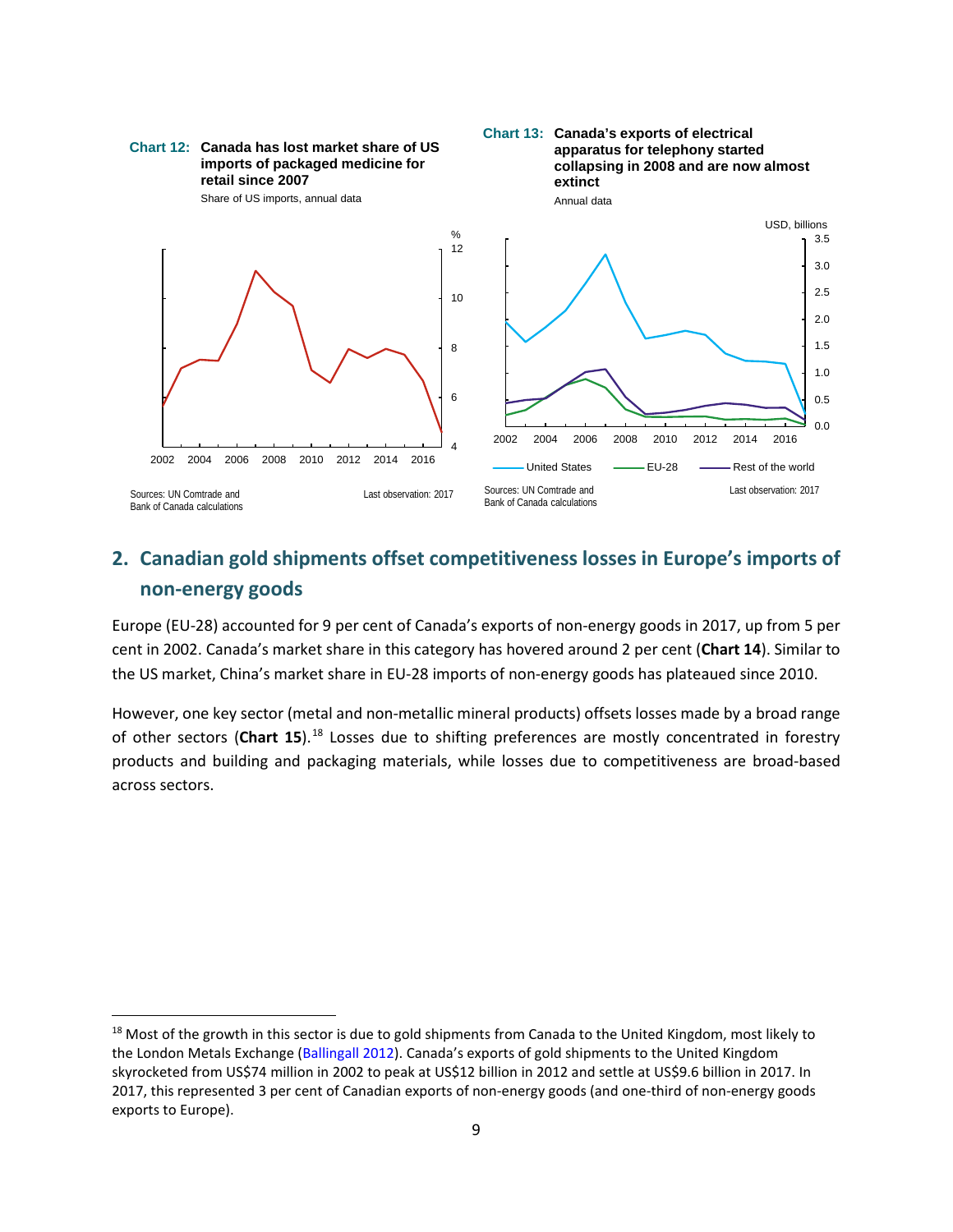**Chart 12: Canada has lost market share of US imports of packaged medicine for retail since 2007**

Share of US imports, annual data

Sources: UN Comtrade and Bank of Canada calculations

Last observation: 2017

**Chart 13: Canada's exports of electrical apparatus for telephony started collapsing in 2008 and are now almost extinct**

Annual data

Sources: UN Comtrade and Bank of Canada calculations

Last observation: 2017

## 2. Canadian gold shipments offset competitiveness losses in Europe's imports of non-energy goods

Europe (EU-28) accounted for 9 per cent of Canada's exports of non-energy goods in 2017, up from 5 per cent in 2002. Canada's market share in this category has hovered around 2 per cent (**Chart 14**). Similar to the US market, China's market share in EU-28 imports of non-energy goods has plateaued since 2010.

However, one key sector (metal and non-metallic mineral products) offsets losses made by a broad range of other sectors (**Chart 15**).[18] Losses due to shifting preferences are mostly concentrated in forestry products and building and packaging materials, while losses due to competitiveness are broad-based across sectors.

[18] Most of the growth in this sector is due to gold shipments from Canada to the United Kingdom, most likely to the London Metals Exchange (Ballingall 2012). Canada's exports of gold shipments to the United Kingdom skyrocketed from US$74 million in 2002 to peak at US$12 billion in 2012 and settle at US$9.6 billion in 2017. In 2017, this represented 3 per cent of Canadian exports of non-energy goods (and one-third of non-energy goods exports to Europe).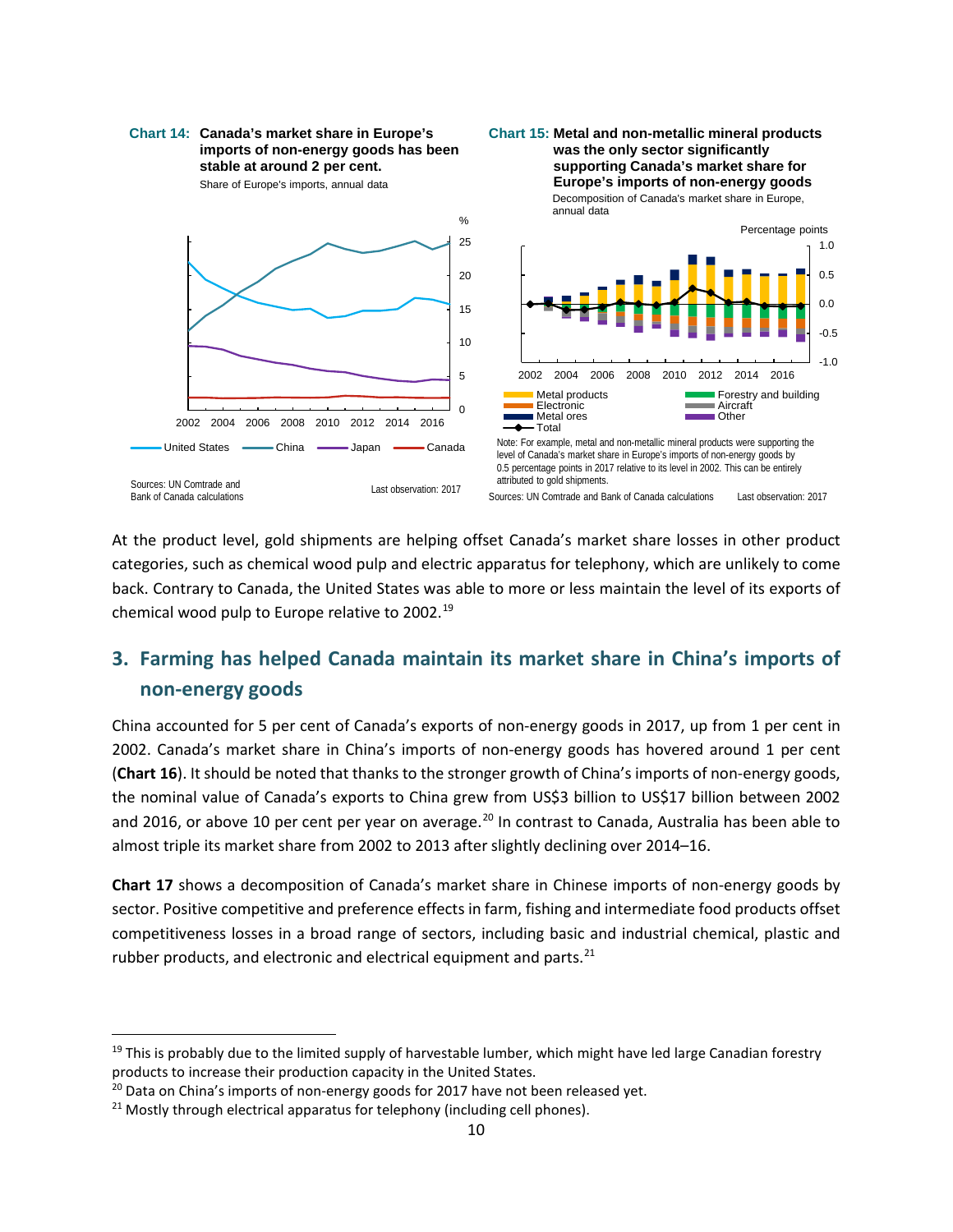**Chart 14: Canada's market share in Europe's imports of non-energy goods has been stable at around 2 per cent.**

Share of Europe's imports, annual data

Sources: UN Comtrade and Bank of Canada calculations

Last observation: 2017

**Chart 15: Metal and non-metallic mineral products was the only sector significantly supporting Canada's market share for Europe's imports of non-energy goods**

Decomposition of Canada's market share in Europe, annual data

Note: For example, metal and non-metallic mineral products were supporting the level of Canada's market share in Europe's imports of non-energy goods by 0.5 percentage points in 2017 relative to its level in 2002. This can be entirely attributed to gold shipments.

Sources: UN Comtrade and Bank of Canada calculations

Last observation: 2017

At the product level, gold shipments are helping offset Canada's market share losses in other product categories, such as chemical wood pulp and electric apparatus for telephony, which are unlikely to come back. Contrary to Canada, the United States was able to more or less maintain the level of its exports of chemical wood pulp to Europe relative to 2002.[19]

## 3. Farming has helped Canada maintain its market share in China's imports of non-energy goods

China accounted for 5 per cent of Canada's exports of non-energy goods in 2017, up from 1 per cent in 2002. Canada's market share in China's imports of non-energy goods has hovered around 1 per cent (**Chart 16**). It should be noted that thanks to the stronger growth of China's imports of non-energy goods, the nominal value of Canada's exports to China grew from US$3 billion to US$17 billion between 2002 and 2016, or above 10 per cent per year on average.[20] In contrast to Canada, Australia has been able to almost triple its market share from 2002 to 2013 after slightly declining over 2014–16.

**Chart 17** shows a decomposition of Canada's market share in Chinese imports of non-energy goods by sector. Positive competitive and preference effects in farm, fishing and intermediate food products offset competitiveness losses in a broad range of sectors, including basic and industrial chemical, plastic and rubber products, and electronic and electrical equipment and parts.[21]

---

[19] This is probably due to the limited supply of harvestable lumber, which might have led large Canadian forestry products to increase their production capacity in the United States.

[20] Data on China's imports of non-energy goods for 2017 have not been released yet.

[21] Mostly through electrical apparatus for telephony (including cell phones).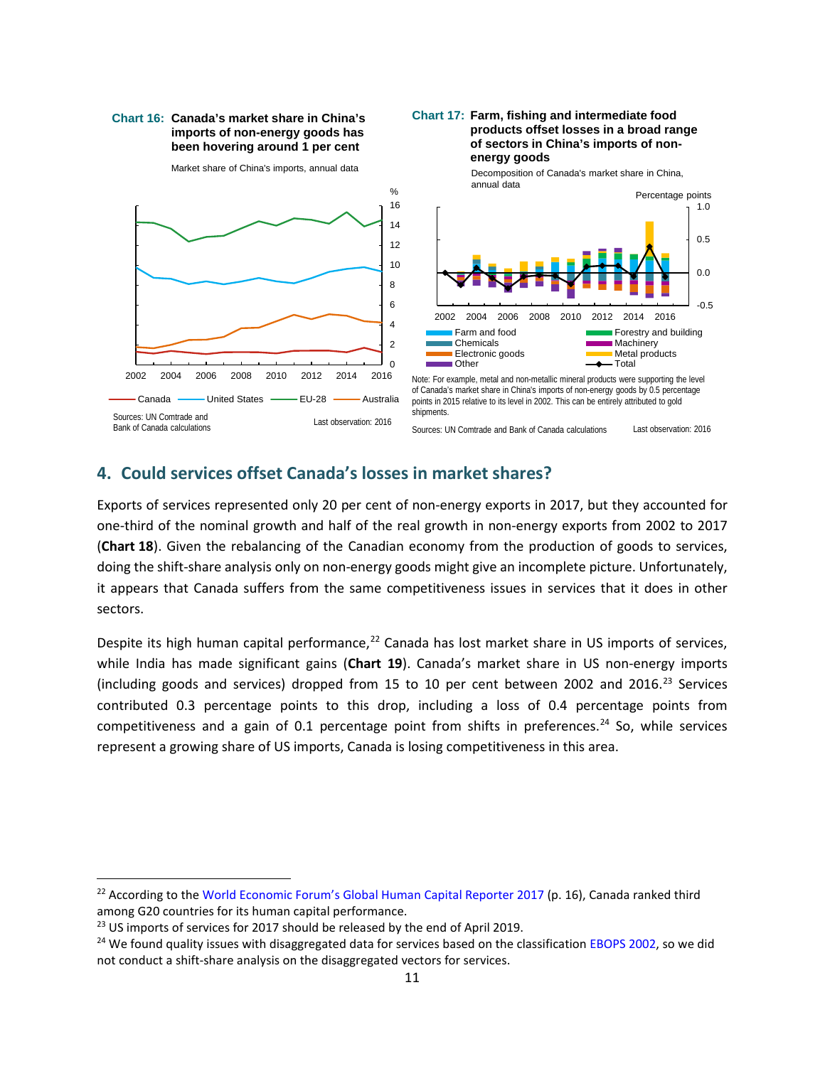**Chart 16: Canada's market share in China's imports of non-energy goods has been hovering around 1 per cent**

Market share of China's imports, annual data

Canada — United States — EU-28 — Australia

Sources: UN Comtrade and Bank of Canada calculations

Last observation: 2016

**Chart 17: Farm, fishing and intermediate food products offset losses in a broad range of sectors in China's imports of non-energy goods**

Decomposition of Canada's market share in China, annual data

Farm and food, Forestry and building, Chemicals, Machinery, Electronic goods, Metal products, Other, Total

Note: For example, metal and non-metallic mineral products were supporting the level of Canada's market share in China's imports of non-energy goods by 0.5 percentage points in 2015 relative to its level in 2002. This can be entirely attributed to gold shipments.

Sources: UN Comtrade and Bank of Canada calculations

Last observation: 2016

## 4. Could services offset Canada's losses in market shares?

Exports of services represented only 20 per cent of non-energy exports in 2017, but they accounted for one-third of the nominal growth and half of the real growth in non-energy exports from 2002 to 2017 (**Chart 18**). Given the rebalancing of the Canadian economy from the production of goods to services, doing the shift-share analysis only on non-energy goods might give an incomplete picture. Unfortunately, it appears that Canada suffers from the same competitiveness issues in services that it does in other sectors.

Despite its high human capital performance,[22] Canada has lost market share in US imports of services, while India has made significant gains (**Chart 19**). Canada's market share in US non-energy imports (including goods and services) dropped from 15 to 10 per cent between 2002 and 2016.[23] Services contributed 0.3 percentage points to this drop, including a loss of 0.4 percentage points from competitiveness and a gain of 0.1 percentage point from shifts in preferences.[24] So, while services represent a growing share of US imports, Canada is losing competitiveness in this area.

---

[22] According to the World Economic Forum's Global Human Capital Reporter 2017 (p. 16), Canada ranked third among G20 countries for its human capital performance.

[23] US imports of services for 2017 should be released by the end of April 2019.

[24] We found quality issues with disaggregated data for services based on the classification EBOPS 2002, so we did not conduct a shift-share analysis on the disaggregated vectors for services.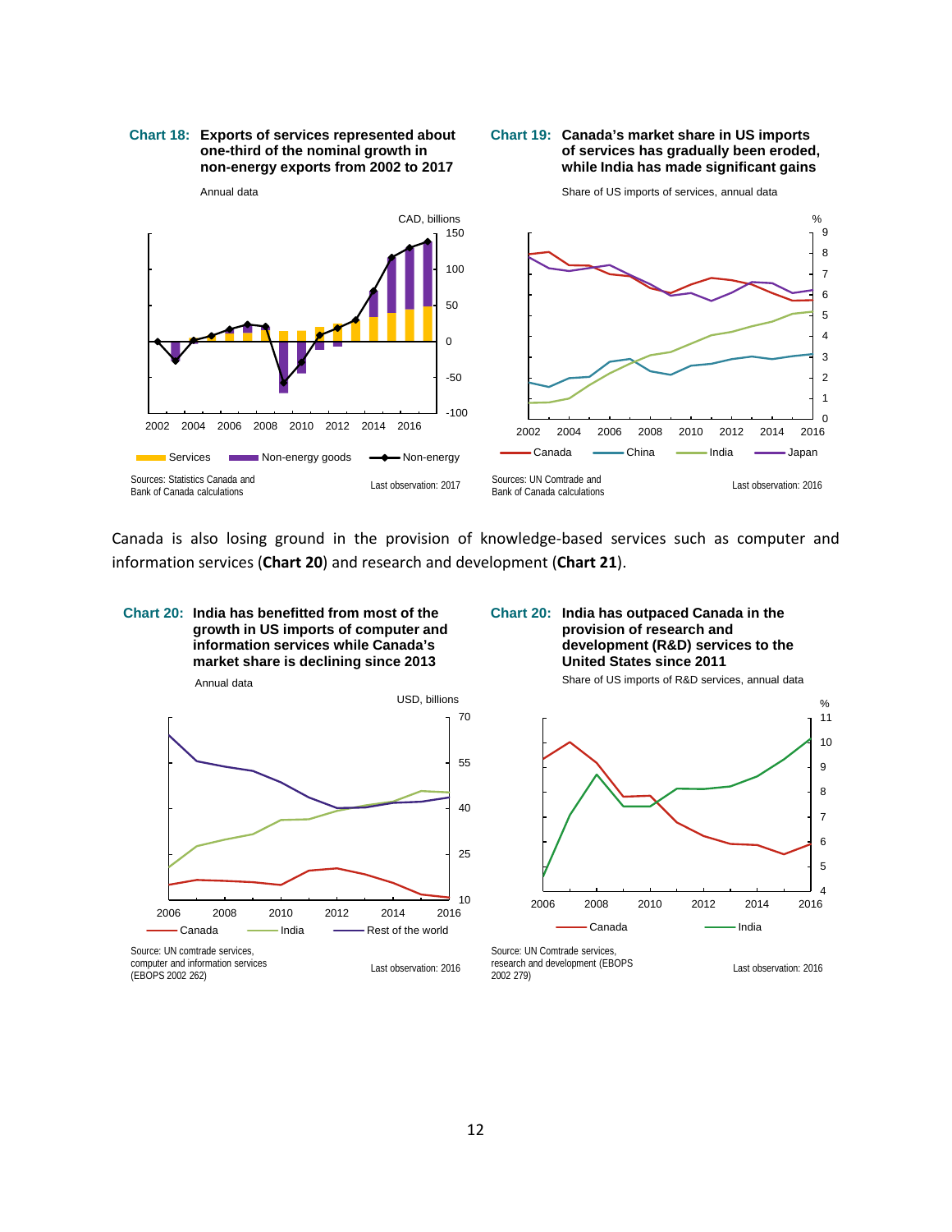**Chart 18: Exports of services represented about one-third of the nominal growth in non-energy exports from 2002 to 2017**

Annual data

CAD, billions

Services | Non-energy goods | Non-energy

Sources: Statistics Canada and Bank of Canada calculations

Last observation: 2017

**Chart 19: Canada's market share in US imports of services has gradually been eroded, while India has made significant gains**

Share of US imports of services, annual data

%

Canada | China | India | Japan

Sources: UN Comtrade and Bank of Canada calculations

Last observation: 2016

Canada is also losing ground in the provision of knowledge-based services such as computer and information services (**Chart 20**) and research and development (**Chart 21**).

**Chart 20: India has benefitted from most of the growth in US imports of computer and information services while Canada's market share is declining since 2013**

Annual data

USD, billions

Canada | India | Rest of the world

Source: UN comtrade services, computer and information services (EBOPS 2002 262)

Last observation: 2016

**Chart 20: India has outpaced Canada in the provision of research and development (R&D) services to the United States since 2011**

Share of US imports of R&D services, annual data

%

Canada | India

Source: UN Comtrade services, research and development (EBOPS 2002 279)

Last observation: 2016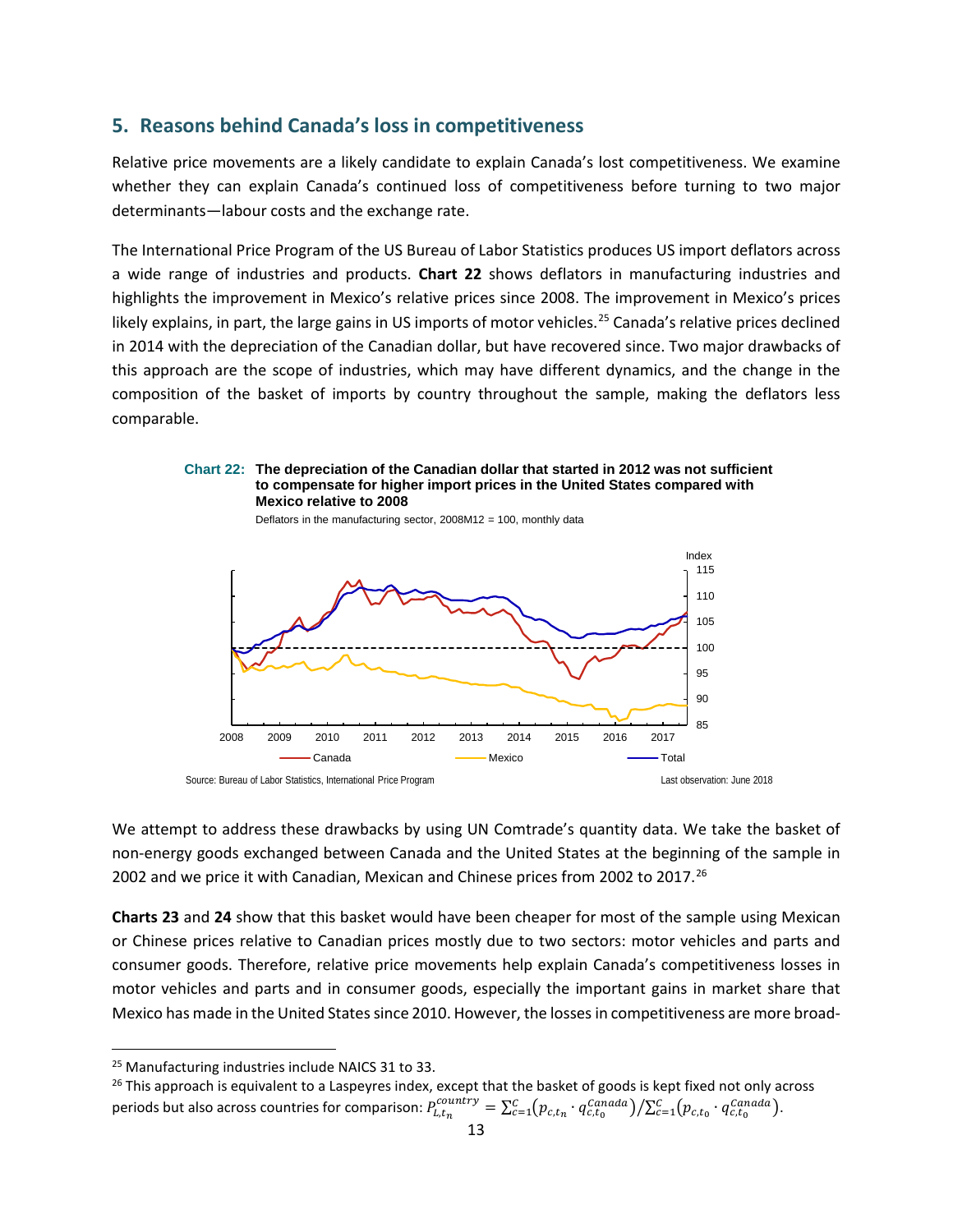## 5. Reasons behind Canada's loss in competitiveness

Relative price movements are a likely candidate to explain Canada's lost competitiveness. We examine whether they can explain Canada's continued loss of competitiveness before turning to two major determinants—labour costs and the exchange rate.

The International Price Program of the US Bureau of Labor Statistics produces US import deflators across a wide range of industries and products. **Chart 22** shows deflators in manufacturing industries and highlights the improvement in Mexico's relative prices since 2008. The improvement in Mexico's prices likely explains, in part, the large gains in US imports of motor vehicles.[25] Canada's relative prices declined in 2014 with the depreciation of the Canadian dollar, but have recovered since. Two major drawbacks of this approach are the scope of industries, which may have different dynamics, and the change in the composition of the basket of imports by country throughout the sample, making the deflators less comparable.

**Chart 22: The depreciation of the Canadian dollar that started in 2012 was not sufficient to compensate for higher import prices in the United States compared with Mexico relative to 2008**

Deflators in the manufacturing sector, 2008M12 = 100, monthly data

Source: Bureau of Labor Statistics, International Price Program

Last observation: June 2018

We attempt to address these drawbacks by using UN Comtrade's quantity data. We take the basket of non-energy goods exchanged between Canada and the United States at the beginning of the sample in 2002 and we price it with Canadian, Mexican and Chinese prices from 2002 to 2017.[26]

**Charts 23** and **24** show that this basket would have been cheaper for most of the sample using Mexican or Chinese prices relative to Canadian prices mostly due to two sectors: motor vehicles and parts and consumer goods. Therefore, relative price movements help explain Canada's competitiveness losses in motor vehicles and parts and in consumer goods, especially the important gains in market share that Mexico has made in the United States since 2010. However, the losses in competitiveness are more broad-

---

[25] Manufacturing industries include NAICS 31 to 33.

[26] This approach is equivalent to a Laspeyres index, except that the basket of goods is kept fixed not only across periods but also across countries for comparison: $P_{L,t_n}^{country} = \sum_{c=1}^{C}\left(p_{c,t_n} \cdot q_{c,t_0}^{Canada}\right) / \sum_{c=1}^{C}\left(p_{c,t_0} \cdot q_{c,t_0}^{Canada}\right)$.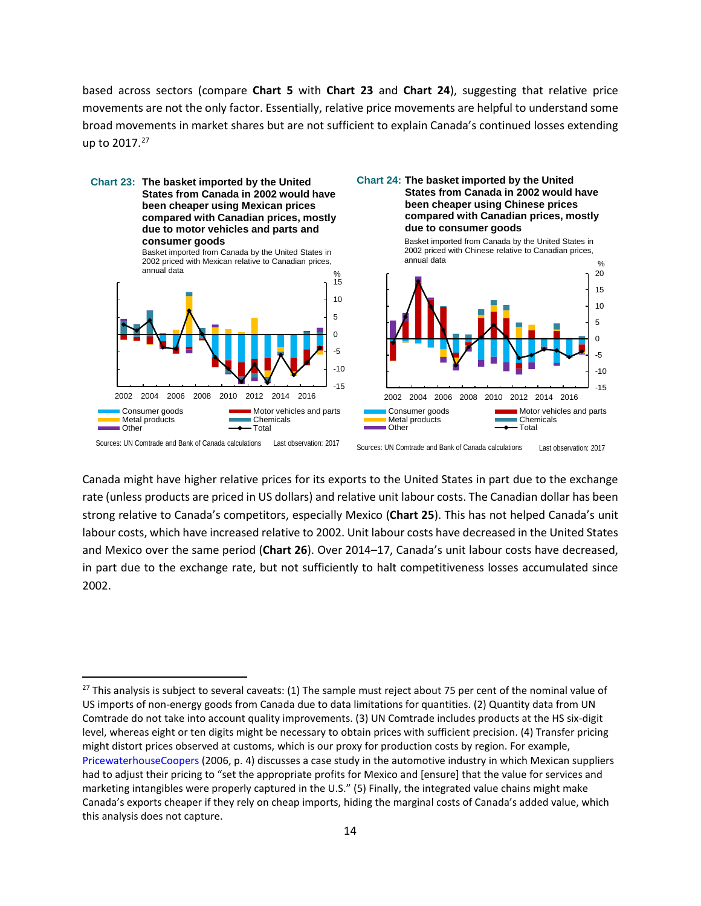based across sectors (compare **Chart 5** with **Chart 23** and **Chart 24**), suggesting that relative price movements are not the only factor. Essentially, relative price movements are helpful to understand some broad movements in market shares but are not sufficient to explain Canada's continued losses extending up to 2017.[27]

**Chart 23: The basket imported by the United States from Canada in 2002 would have been cheaper using Mexican prices compared with Canadian prices, mostly due to motor vehicles and parts and consumer goods**

Basket imported from Canada by the United States in 2002 priced with Mexican relative to Canadian prices, annual data

Sources: UN Comtrade and Bank of Canada calculations — Last observation: 2017

**Chart 24: The basket imported by the United States from Canada in 2002 would have been cheaper using Chinese prices compared with Canadian prices, mostly due to consumer goods**

Basket imported from Canada by the United States in 2002 priced with Chinese relative to Canadian prices, annual data

Sources: UN Comtrade and Bank of Canada calculations — Last observation: 2017

Canada might have higher relative prices for its exports to the United States in part due to the exchange rate (unless products are priced in US dollars) and relative unit labour costs. The Canadian dollar has been strong relative to Canada's competitors, especially Mexico (**Chart 25**). This has not helped Canada's unit labour costs, which have increased relative to 2002. Unit labour costs have decreased in the United States and Mexico over the same period (**Chart 26**). Over 2014–17, Canada's unit labour costs have decreased, in part due to the exchange rate, but not sufficiently to halt competitiveness losses accumulated since 2002.

---

[27] This analysis is subject to several caveats: (1) The sample must reject about 75 per cent of the nominal value of US imports of non-energy goods from Canada due to data limitations for quantities. (2) Quantity data from UN Comtrade do not take into account quality improvements. (3) UN Comtrade includes products at the HS six-digit level, whereas eight or ten digits might be necessary to obtain prices with sufficient precision. (4) Transfer pricing might distort prices observed at customs, which is our proxy for production costs by region. For example, PricewaterhouseCoopers (2006, p. 4) discusses a case study in the automotive industry in which Mexican suppliers had to adjust their pricing to "set the appropriate profits for Mexico and [ensure] that the value for services and marketing intangibles were properly captured in the U.S." (5) Finally, the integrated value chains might make Canada's exports cheaper if they rely on cheap imports, hiding the marginal costs of Canada's added value, which this analysis does not capture.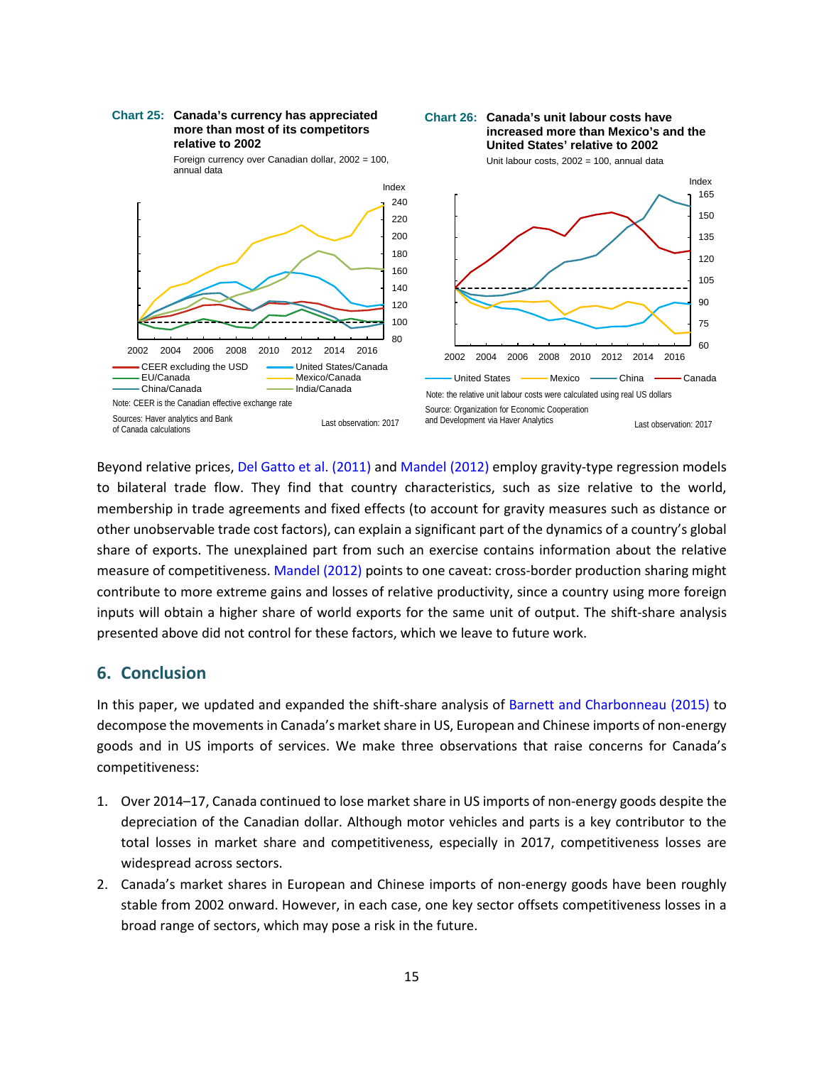**Chart 25: Canada's currency has appreciated more than most of its competitors relative to 2002**

Foreign currency over Canadian dollar, 2002 = 100, annual data

Note: CEER is the Canadian effective exchange rate

Sources: Haver analytics and Bank of Canada calculations

Last observation: 2017

**Chart 26: Canada's unit labour costs have increased more than Mexico's and the United States' relative to 2002**

Unit labour costs, 2002 = 100, annual data

Note: the relative unit labour costs were calculated using real US dollars

Source: Organization for Economic Cooperation and Development via Haver Analytics

Last observation: 2017

Beyond relative prices, Del Gatto et al. (2011) and Mandel (2012) employ gravity-type regression models to bilateral trade flow. They find that country characteristics, such as size relative to the world, membership in trade agreements and fixed effects (to account for gravity measures such as distance or other unobservable trade cost factors), can explain a significant part of the dynamics of a country's global share of exports. The unexplained part from such an exercise contains information about the relative measure of competitiveness. Mandel (2012) points to one caveat: cross-border production sharing might contribute to more extreme gains and losses of relative productivity, since a country using more foreign inputs will obtain a higher share of world exports for the same unit of output. The shift-share analysis presented above did not control for these factors, which we leave to future work.

## 6. Conclusion

In this paper, we updated and expanded the shift-share analysis of Barnett and Charbonneau (2015) to decompose the movements in Canada's market share in US, European and Chinese imports of non-energy goods and in US imports of services. We make three observations that raise concerns for Canada's competitiveness:

1. Over 2014–17, Canada continued to lose market share in US imports of non-energy goods despite the depreciation of the Canadian dollar. Although motor vehicles and parts is a key contributor to the total losses in market share and competitiveness, especially in 2017, competitiveness losses are widespread across sectors.
2. Canada's market shares in European and Chinese imports of non-energy goods have been roughly stable from 2002 onward. However, in each case, one key sector offsets competitiveness losses in a broad range of sectors, which may pose a risk in the future.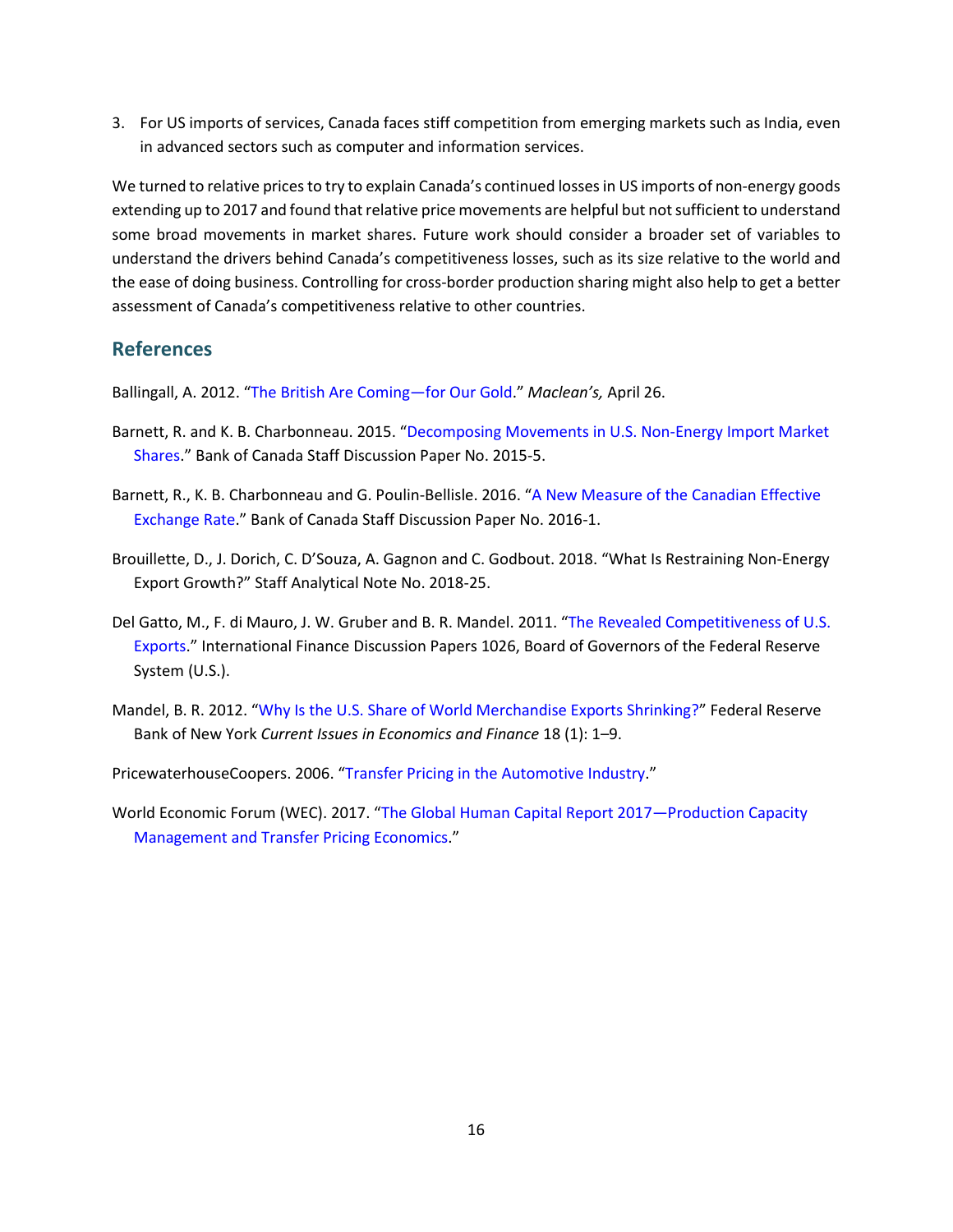3. For US imports of services, Canada faces stiff competition from emerging markets such as India, even in advanced sectors such as computer and information services.

We turned to relative prices to try to explain Canada's continued losses in US imports of non-energy goods extending up to 2017 and found that relative price movements are helpful but not sufficient to understand some broad movements in market shares. Future work should consider a broader set of variables to understand the drivers behind Canada's competitiveness losses, such as its size relative to the world and the ease of doing business. Controlling for cross-border production sharing might also help to get a better assessment of Canada's competitiveness relative to other countries.

## References

Ballingall, A. 2012. "The British Are Coming—for Our Gold." *Maclean's,* April 26.

Barnett, R. and K. B. Charbonneau. 2015. "Decomposing Movements in U.S. Non-Energy Import Market Shares." Bank of Canada Staff Discussion Paper No. 2015-5.

Barnett, R., K. B. Charbonneau and G. Poulin-Bellisle. 2016. "A New Measure of the Canadian Effective Exchange Rate." Bank of Canada Staff Discussion Paper No. 2016-1.

Brouillette, D., J. Dorich, C. D'Souza, A. Gagnon and C. Godbout. 2018. "What Is Restraining Non-Energy Export Growth?" Staff Analytical Note No. 2018-25.

Del Gatto, M., F. di Mauro, J. W. Gruber and B. R. Mandel. 2011. "The Revealed Competitiveness of U.S. Exports." International Finance Discussion Papers 1026, Board of Governors of the Federal Reserve System (U.S.).

Mandel, B. R. 2012. "Why Is the U.S. Share of World Merchandise Exports Shrinking?" Federal Reserve Bank of New York *Current Issues in Economics and Finance* 18 (1): 1–9.

PricewaterhouseCoopers. 2006. "Transfer Pricing in the Automotive Industry."

World Economic Forum (WEC). 2017. "The Global Human Capital Report 2017—Production Capacity Management and Transfer Pricing Economics."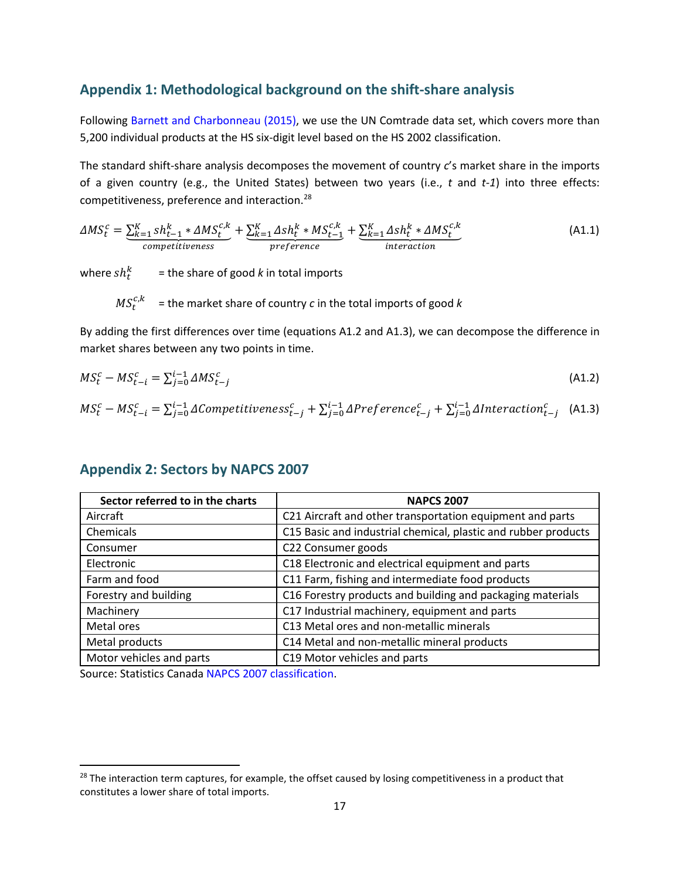## Appendix 1: Methodological background on the shift-share analysis

Following Barnett and Charbonneau (2015), we use the UN Comtrade data set, which covers more than 5,200 individual products at the HS six-digit level based on the HS 2002 classification.

The standard shift-share analysis decomposes the movement of country *c*'s market share in the imports of a given country (e.g., the United States) between two years (i.e., *t* and *t-1*) into three effects: competitiveness, preference and interaction.[28]

$$\Delta MS_t^c = \underbrace{\sum_{k=1}^{K} sh_{t-1}^k * \Delta MS_t^{c,k}}_{competitiveness} + \underbrace{\sum_{k=1}^{K} \Delta sh_t^k * MS_{t-1}^{c,k}}_{preference} + \underbrace{\sum_{k=1}^{K} \Delta sh_t^k * \Delta MS_t^{c,k}}_{interaction} \quad \text{(A1.1)}$$

where $sh_t^k$ = the share of good *k* in total imports

$MS_t^{c,k}$ = the market share of country *c* in the total imports of good *k*

By adding the first differences over time (equations A1.2 and A1.3), we can decompose the difference in market shares between any two points in time.

$$MS_t^c - MS_{t-i}^c = \sum_{j=0}^{i-1} \Delta MS_{t-j}^c \quad \text{(A1.2)}$$

$$MS_t^c - MS_{t-i}^c = \sum_{j=0}^{i-1} \Delta Competitiveness_{t-j}^c + \sum_{j=0}^{i-1} \Delta Preference_{t-j}^c + \sum_{j=0}^{i-1} \Delta Interaction_{t-j}^c \quad \text{(A1.3)}$$

## Appendix 2: Sectors by NAPCS 2007

| Sector referred to in the charts | NAPCS 2007 |
|---|---|
| Aircraft | C21 Aircraft and other transportation equipment and parts |
| Chemicals | C15 Basic and industrial chemical, plastic and rubber products |
| Consumer | C22 Consumer goods |
| Electronic | C18 Electronic and electrical equipment and parts |
| Farm and food | C11 Farm, fishing and intermediate food products |
| Forestry and building | C16 Forestry products and building and packaging materials |
| Machinery | C17 Industrial machinery, equipment and parts |
| Metal ores | C13 Metal ores and non-metallic minerals |
| Metal products | C14 Metal and non-metallic mineral products |
| Motor vehicles and parts | C19 Motor vehicles and parts |

Source: Statistics Canada NAPCS 2007 classification.

[28] The interaction term captures, for example, the offset caused by losing competitiveness in a product that constitutes a lower share of total imports.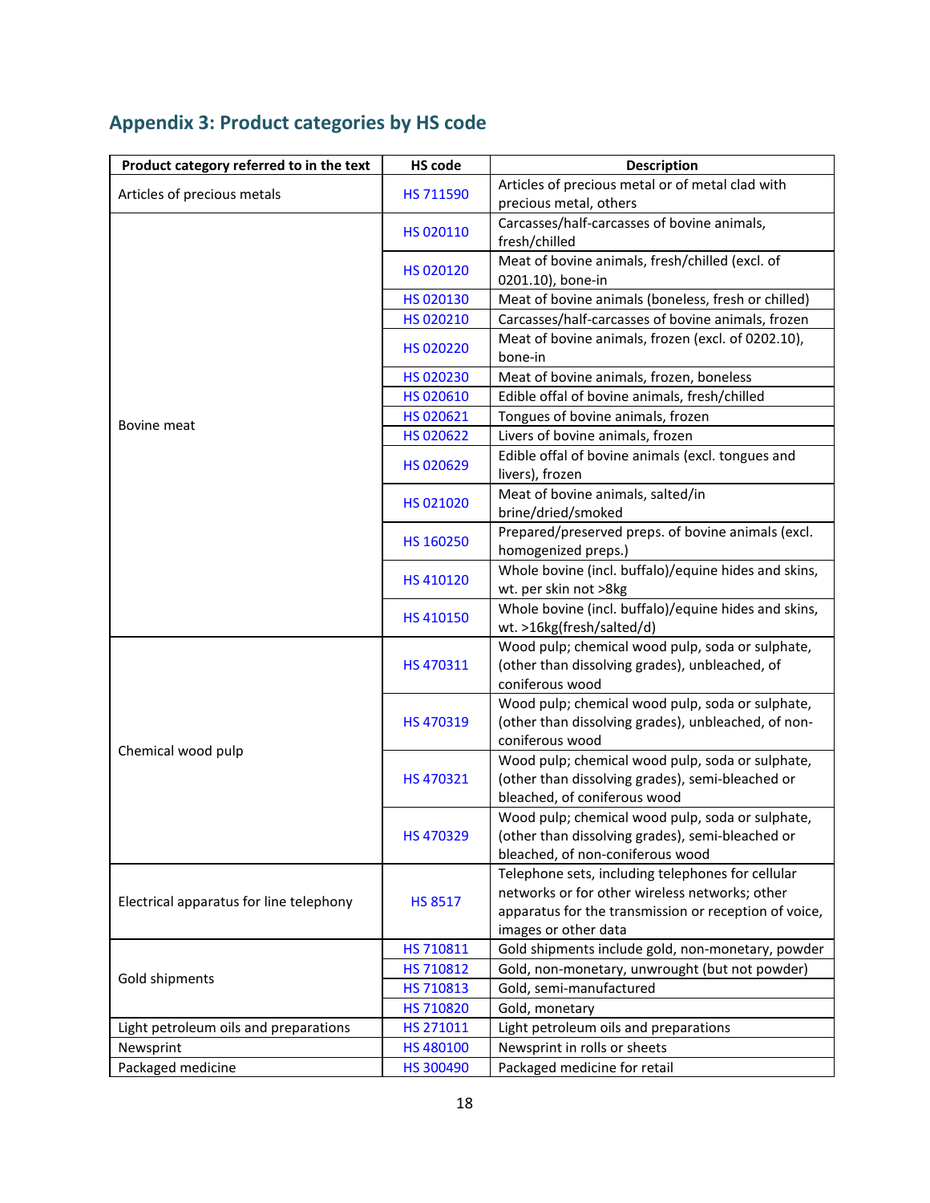## Appendix 3: Product categories by HS code

| Product category referred to in the text | HS code | Description |
|---|---|---|
| Articles of precious metals | HS 711590 | Articles of precious metal or of metal clad with precious metal, others |
| Bovine meat | HS 020110 | Carcasses/half-carcasses of bovine animals, fresh/chilled |
| | HS 020120 | Meat of bovine animals, fresh/chilled (excl. of 0201.10), bone-in |
| | HS 020130 | Meat of bovine animals (boneless, fresh or chilled) |
| | HS 020210 | Carcasses/half-carcasses of bovine animals, frozen |
| | HS 020220 | Meat of bovine animals, frozen (excl. of 0202.10), bone-in |
| | HS 020230 | Meat of bovine animals, frozen, boneless |
| | HS 020610 | Edible offal of bovine animals, fresh/chilled |
| | HS 020621 | Tongues of bovine animals, frozen |
| | HS 020622 | Livers of bovine animals, frozen |
| | HS 020629 | Edible offal of bovine animals (excl. tongues and livers), frozen |
| | HS 021020 | Meat of bovine animals, salted/in brine/dried/smoked |
| | HS 160250 | Prepared/preserved preps. of bovine animals (excl. homogenized preps.) |
| | HS 410120 | Whole bovine (incl. buffalo)/equine hides and skins, wt. per skin not >8kg |
| | HS 410150 | Whole bovine (incl. buffalo)/equine hides and skins, wt. >16kg(fresh/salted/d) |
| Chemical wood pulp | HS 470311 | Wood pulp; chemical wood pulp, soda or sulphate, (other than dissolving grades), unbleached, of coniferous wood |
| | HS 470319 | Wood pulp; chemical wood pulp, soda or sulphate, (other than dissolving grades), unbleached, of non-coniferous wood |
| | HS 470321 | Wood pulp; chemical wood pulp, soda or sulphate, (other than dissolving grades), semi-bleached or bleached, of coniferous wood |
| | HS 470329 | Wood pulp; chemical wood pulp, soda or sulphate, (other than dissolving grades), semi-bleached or bleached, of non-coniferous wood |
| Electrical apparatus for line telephony | HS 8517 | Telephone sets, including telephones for cellular networks or for other wireless networks; other apparatus for the transmission or reception of voice, images or other data |
| Gold shipments | HS 710811 | Gold shipments include gold, non-monetary, powder |
| | HS 710812 | Gold, non-monetary, unwrought (but not powder) |
| | HS 710813 | Gold, semi-manufactured |
| | HS 710820 | Gold, monetary |
| Light petroleum oils and preparations | HS 271011 | Light petroleum oils and preparations |
| Newsprint | HS 480100 | Newsprint in rolls or sheets |
| Packaged medicine | HS 300490 | Packaged medicine for retail |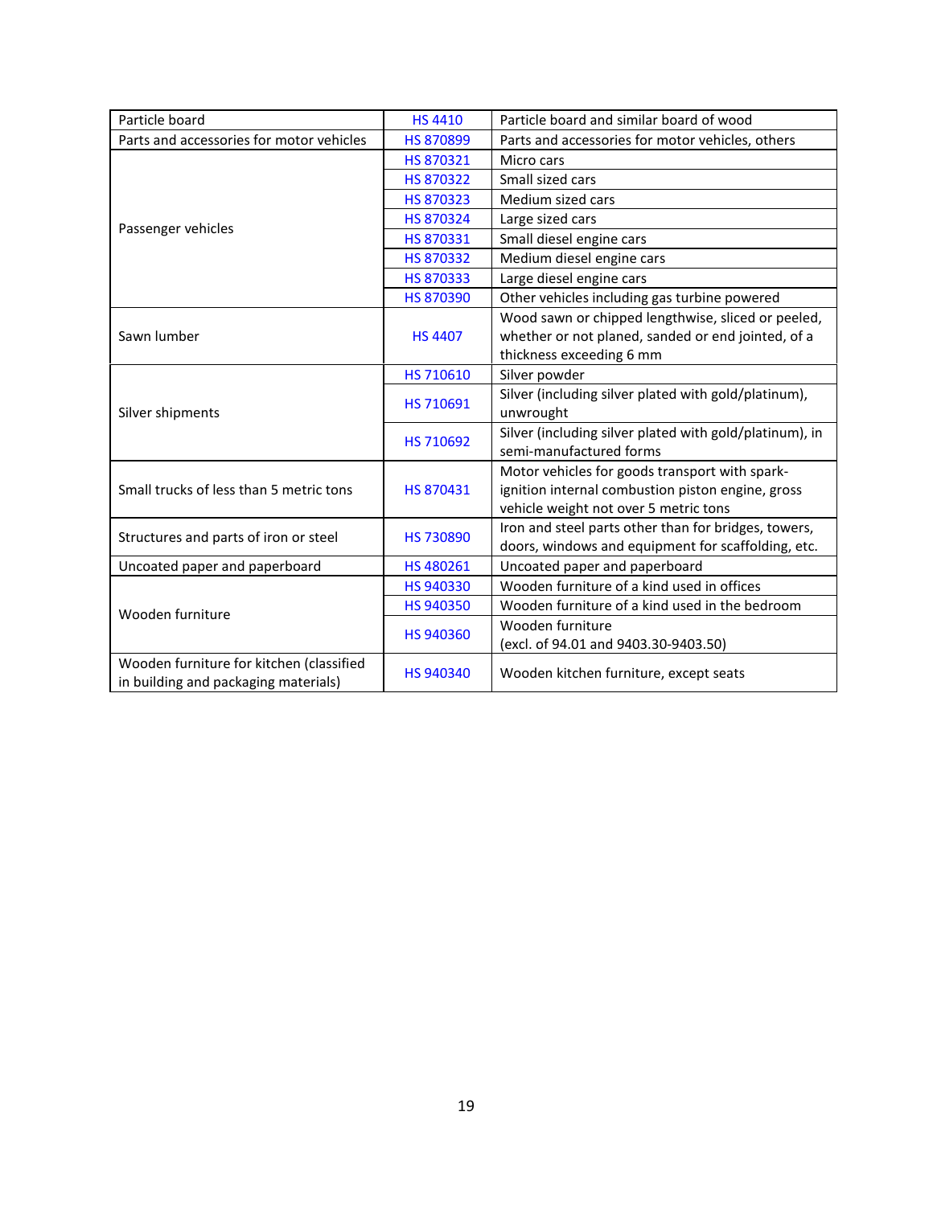| | | |
|---|---|---|
| Particle board | HS 4410 | Particle board and similar board of wood |
| Parts and accessories for motor vehicles | HS 870899 | Parts and accessories for motor vehicles, others |
| Passenger vehicles | HS 870321 | Micro cars |
| | HS 870322 | Small sized cars |
| | HS 870323 | Medium sized cars |
| | HS 870324 | Large sized cars |
| | HS 870331 | Small diesel engine cars |
| | HS 870332 | Medium diesel engine cars |
| | HS 870333 | Large diesel engine cars |
| | HS 870390 | Other vehicles including gas turbine powered |
| Sawn lumber | HS 4407 | Wood sawn or chipped lengthwise, sliced or peeled, whether or not planed, sanded or end jointed, of a thickness exceeding 6 mm |
| Silver shipments | HS 710610 | Silver powder |
| | HS 710691 | Silver (including silver plated with gold/platinum), unwrought |
| | HS 710692 | Silver (including silver plated with gold/platinum), in semi-manufactured forms |
| Small trucks of less than 5 metric tons | HS 870431 | Motor vehicles for goods transport with spark-ignition internal combustion piston engine, gross vehicle weight not over 5 metric tons |
| Structures and parts of iron or steel | HS 730890 | Iron and steel parts other than for bridges, towers, doors, windows and equipment for scaffolding, etc. |
| Uncoated paper and paperboard | HS 480261 | Uncoated paper and paperboard |
| Wooden furniture | HS 940330 | Wooden furniture of a kind used in offices |
| | HS 940350 | Wooden furniture of a kind used in the bedroom |
| | HS 940360 | Wooden furniture (excl. of 94.01 and 9403.30-9403.50) |
| Wooden furniture for kitchen (classified in building and packaging materials) | HS 940340 | Wooden kitchen furniture, except seats |